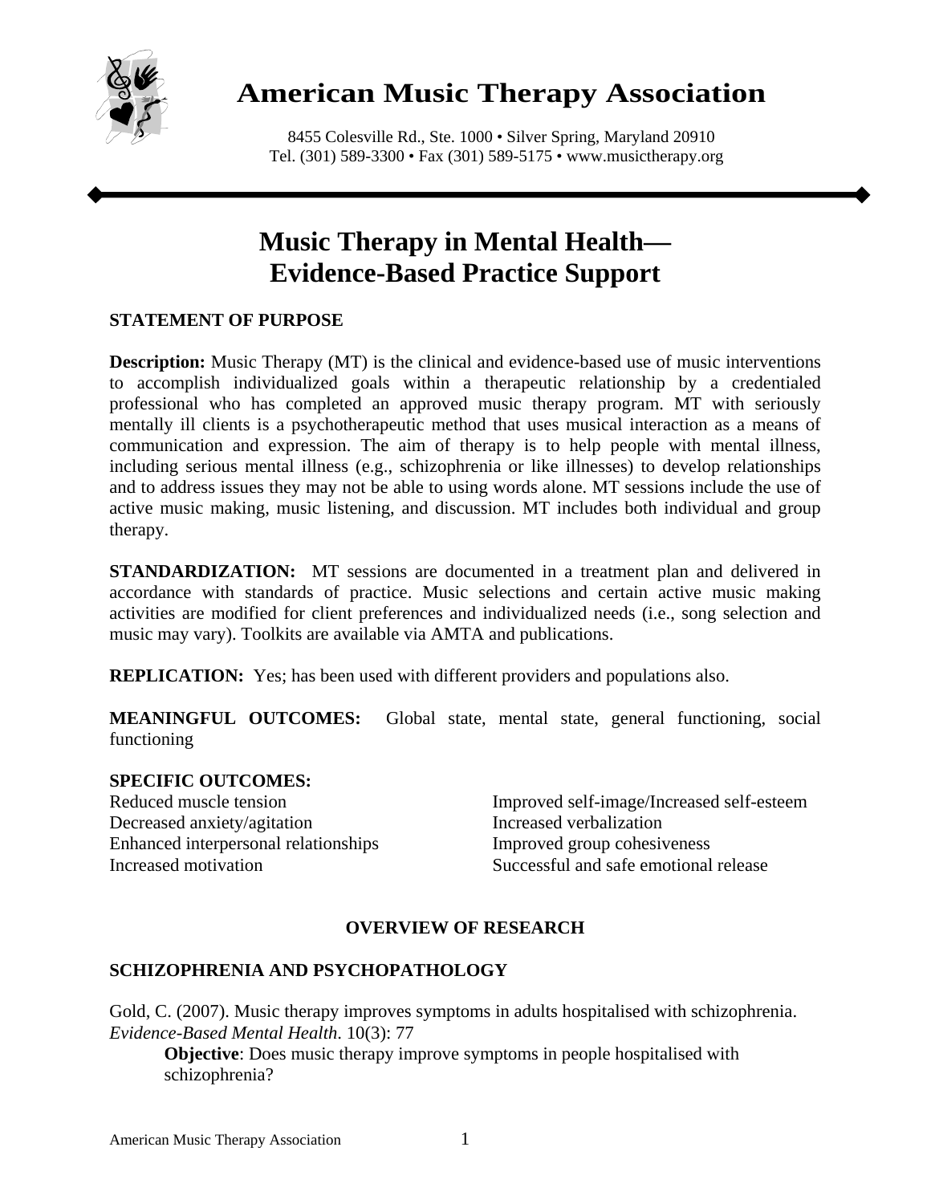# American Music Therapy Association

8455 Colesville Rd., Ste. 1000 • Silver Spring, Maryland 20910
Tel. (301) 589-3300 • Fax (301) 589-5175 • www.musictherapy.org

## Music Therapy in Mental Health—Evidence-Based Practice Support

### STATEMENT OF PURPOSE

**Description:** Music Therapy (MT) is the clinical and evidence-based use of music interventions to accomplish individualized goals within a therapeutic relationship by a credentialed professional who has completed an approved music therapy program. MT with seriously mentally ill clients is a psychotherapeutic method that uses musical interaction as a means of communication and expression. The aim of therapy is to help people with mental illness, including serious mental illness (e.g., schizophrenia or like illnesses) to develop relationships and to address issues they may not be able to using words alone. MT sessions include the use of active music making, music listening, and discussion. MT includes both individual and group therapy.

**STANDARDIZATION:** MT sessions are documented in a treatment plan and delivered in accordance with standards of practice. Music selections and certain active music making activities are modified for client preferences and individualized needs (i.e., song selection and music may vary). Toolkits are available via AMTA and publications.

**REPLICATION:** Yes; has been used with different providers and populations also.

**MEANINGFUL OUTCOMES:** Global state, mental state, general functioning, social functioning

**SPECIFIC OUTCOMES:**

- Reduced muscle tension
- Decreased anxiety/agitation
- Enhanced interpersonal relationships
- Increased motivation
- Improved self-image/Increased self-esteem
- Increased verbalization
- Improved group cohesiveness
- Successful and safe emotional release

### OVERVIEW OF RESEARCH

### SCHIZOPHRENIA AND PSYCHOPATHOLOGY

Gold, C. (2007). Music therapy improves symptoms in adults hospitalised with schizophrenia. *Evidence-Based Mental Health*. 10(3): 77

**Objective**: Does music therapy improve symptoms in people hospitalised with schizophrenia?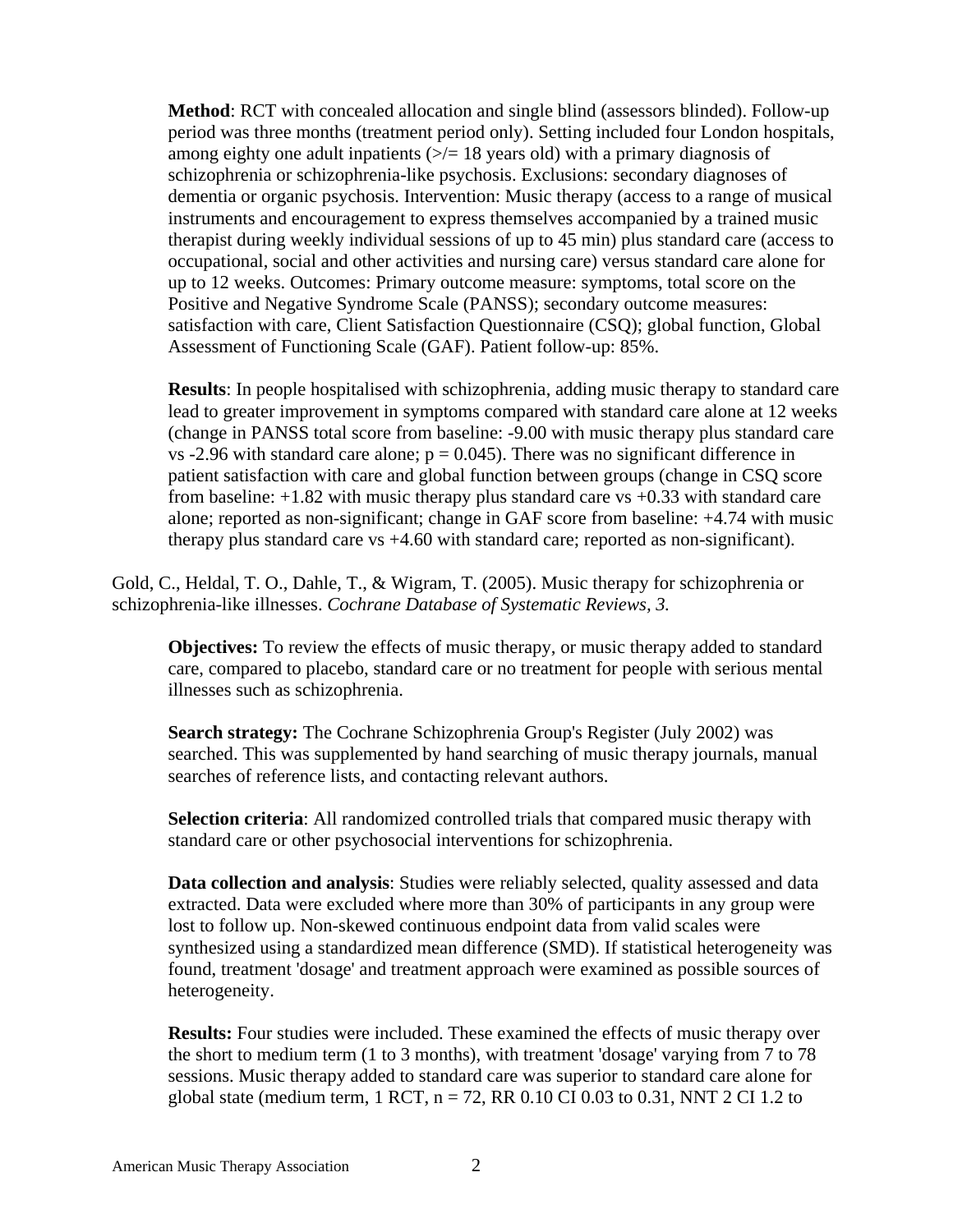**Method**: RCT with concealed allocation and single blind (assessors blinded). Follow-up period was three months (treatment period only). Setting included four London hospitals, among eighty one adult inpatients (>/= 18 years old) with a primary diagnosis of schizophrenia or schizophrenia-like psychosis. Exclusions: secondary diagnoses of dementia or organic psychosis. Intervention: Music therapy (access to a range of musical instruments and encouragement to express themselves accompanied by a trained music therapist during weekly individual sessions of up to 45 min) plus standard care (access to occupational, social and other activities and nursing care) versus standard care alone for up to 12 weeks. Outcomes: Primary outcome measure: symptoms, total score on the Positive and Negative Syndrome Scale (PANSS); secondary outcome measures: satisfaction with care, Client Satisfaction Questionnaire (CSQ); global function, Global Assessment of Functioning Scale (GAF). Patient follow-up: 85%.

**Results**: In people hospitalised with schizophrenia, adding music therapy to standard care lead to greater improvement in symptoms compared with standard care alone at 12 weeks (change in PANSS total score from baseline: -9.00 with music therapy plus standard care vs -2.96 with standard care alone; $p = 0.045$). There was no significant difference in patient satisfaction with care and global function between groups (change in CSQ score from baseline: +1.82 with music therapy plus standard care vs +0.33 with standard care alone; reported as non-significant; change in GAF score from baseline: +4.74 with music therapy plus standard care vs +4.60 with standard care; reported as non-significant).

Gold, C., Heldal, T. O., Dahle, T., & Wigram, T. (2005). Music therapy for schizophrenia or schizophrenia-like illnesses. *Cochrane Database of Systematic Reviews, 3.*

**Objectives:** To review the effects of music therapy, or music therapy added to standard care, compared to placebo, standard care or no treatment for people with serious mental illnesses such as schizophrenia.

**Search strategy:** The Cochrane Schizophrenia Group's Register (July 2002) was searched. This was supplemented by hand searching of music therapy journals, manual searches of reference lists, and contacting relevant authors.

**Selection criteria**: All randomized controlled trials that compared music therapy with standard care or other psychosocial interventions for schizophrenia.

**Data collection and analysis**: Studies were reliably selected, quality assessed and data extracted. Data were excluded where more than 30% of participants in any group were lost to follow up. Non-skewed continuous endpoint data from valid scales were synthesized using a standardized mean difference (SMD). If statistical heterogeneity was found, treatment 'dosage' and treatment approach were examined as possible sources of heterogeneity.

**Results:** Four studies were included. These examined the effects of music therapy over the short to medium term (1 to 3 months), with treatment 'dosage' varying from 7 to 78 sessions. Music therapy added to standard care was superior to standard care alone for global state (medium term, 1 RCT, $n = 72$, RR 0.10 CI 0.03 to 0.31, NNT 2 CI 1.2 to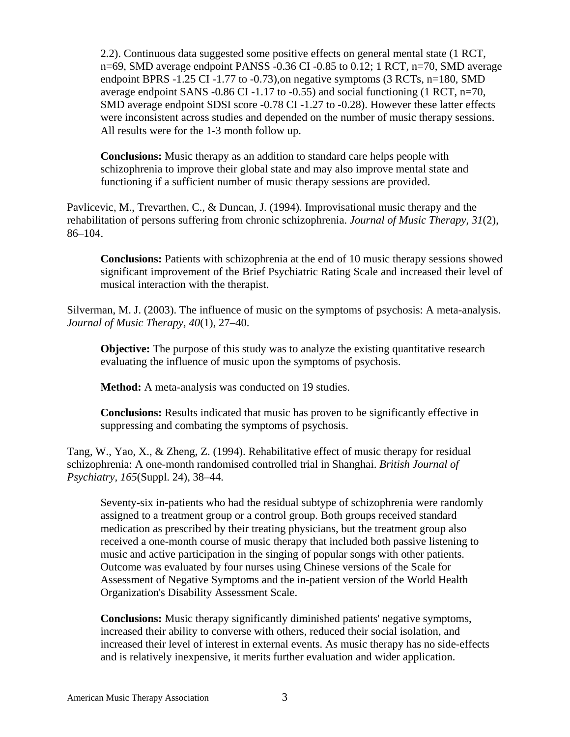2.2). Continuous data suggested some positive effects on general mental state (1 RCT, n=69, SMD average endpoint PANSS -0.36 CI -0.85 to 0.12; 1 RCT, n=70, SMD average endpoint BPRS -1.25 CI -1.77 to -0.73),on negative symptoms (3 RCTs, n=180, SMD average endpoint SANS -0.86 CI -1.17 to -0.55) and social functioning (1 RCT, n=70, SMD average endpoint SDSI score -0.78 CI -1.27 to -0.28). However these latter effects were inconsistent across studies and depended on the number of music therapy sessions. All results were for the 1-3 month follow up.

**Conclusions:** Music therapy as an addition to standard care helps people with schizophrenia to improve their global state and may also improve mental state and functioning if a sufficient number of music therapy sessions are provided.

Pavlicevic, M., Trevarthen, C., & Duncan, J. (1994). Improvisational music therapy and the rehabilitation of persons suffering from chronic schizophrenia. *Journal of Music Therapy, 31*(2), 86–104.

**Conclusions:** Patients with schizophrenia at the end of 10 music therapy sessions showed significant improvement of the Brief Psychiatric Rating Scale and increased their level of musical interaction with the therapist.

Silverman, M. J. (2003). The influence of music on the symptoms of psychosis: A meta-analysis. *Journal of Music Therapy, 40*(1), 27–40.

**Objective:** The purpose of this study was to analyze the existing quantitative research evaluating the influence of music upon the symptoms of psychosis.

**Method:** A meta-analysis was conducted on 19 studies.

**Conclusions:** Results indicated that music has proven to be significantly effective in suppressing and combating the symptoms of psychosis.

Tang, W., Yao, X., & Zheng, Z. (1994). Rehabilitative effect of music therapy for residual schizophrenia: A one-month randomised controlled trial in Shanghai. *British Journal of Psychiatry, 165*(Suppl. 24), 38–44.

Seventy-six in-patients who had the residual subtype of schizophrenia were randomly assigned to a treatment group or a control group. Both groups received standard medication as prescribed by their treating physicians, but the treatment group also received a one-month course of music therapy that included both passive listening to music and active participation in the singing of popular songs with other patients. Outcome was evaluated by four nurses using Chinese versions of the Scale for Assessment of Negative Symptoms and the in-patient version of the World Health Organization's Disability Assessment Scale.

**Conclusions:** Music therapy significantly diminished patients' negative symptoms, increased their ability to converse with others, reduced their social isolation, and increased their level of interest in external events. As music therapy has no side-effects and is relatively inexpensive, it merits further evaluation and wider application.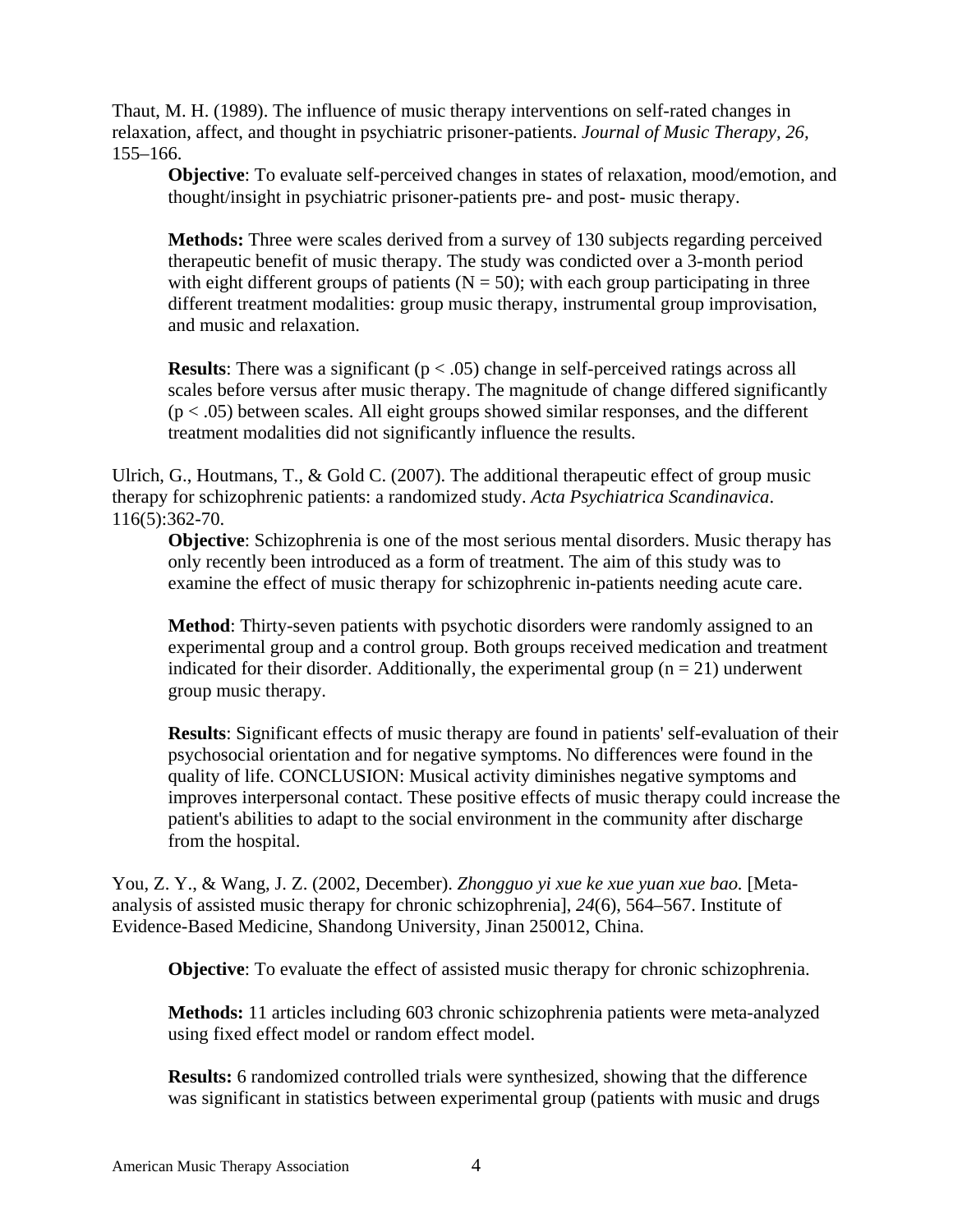Thaut, M. H. (1989). The influence of music therapy interventions on self-rated changes in relaxation, affect, and thought in psychiatric prisoner-patients. *Journal of Music Therapy, 26,* 155–166.

**Objective**: To evaluate self-perceived changes in states of relaxation, mood/emotion, and thought/insight in psychiatric prisoner-patients pre- and post- music therapy.

**Methods:** Three were scales derived from a survey of 130 subjects regarding perceived therapeutic benefit of music therapy. The study was condicted over a 3-month period with eight different groups of patients ($N = 50$); with each group participating in three different treatment modalities: group music therapy, instrumental group improvisation, and music and relaxation.

**Results**: There was a significant ($p < .05$) change in self-perceived ratings across all scales before versus after music therapy. The magnitude of change differed significantly ($p < .05$) between scales. All eight groups showed similar responses, and the different treatment modalities did not significantly influence the results.

Ulrich, G., Houtmans, T., & Gold C. (2007). The additional therapeutic effect of group music therapy for schizophrenic patients: a randomized study. *Acta Psychiatrica Scandinavica*. 116(5):362-70.

**Objective**: Schizophrenia is one of the most serious mental disorders. Music therapy has only recently been introduced as a form of treatment. The aim of this study was to examine the effect of music therapy for schizophrenic in-patients needing acute care.

**Method**: Thirty-seven patients with psychotic disorders were randomly assigned to an experimental group and a control group. Both groups received medication and treatment indicated for their disorder. Additionally, the experimental group ($n = 21$) underwent group music therapy.

**Results**: Significant effects of music therapy are found in patients' self-evaluation of their psychosocial orientation and for negative symptoms. No differences were found in the quality of life. CONCLUSION: Musical activity diminishes negative symptoms and improves interpersonal contact. These positive effects of music therapy could increase the patient's abilities to adapt to the social environment in the community after discharge from the hospital.

You, Z. Y., & Wang, J. Z. (2002, December). *Zhongguo yi xue ke xue yuan xue bao.* [Meta-analysis of assisted music therapy for chronic schizophrenia], *24*(6), 564–567. Institute of Evidence-Based Medicine, Shandong University, Jinan 250012, China.

**Objective**: To evaluate the effect of assisted music therapy for chronic schizophrenia.

**Methods:** 11 articles including 603 chronic schizophrenia patients were meta-analyzed using fixed effect model or random effect model.

**Results:** 6 randomized controlled trials were synthesized, showing that the difference was significant in statistics between experimental group (patients with music and drugs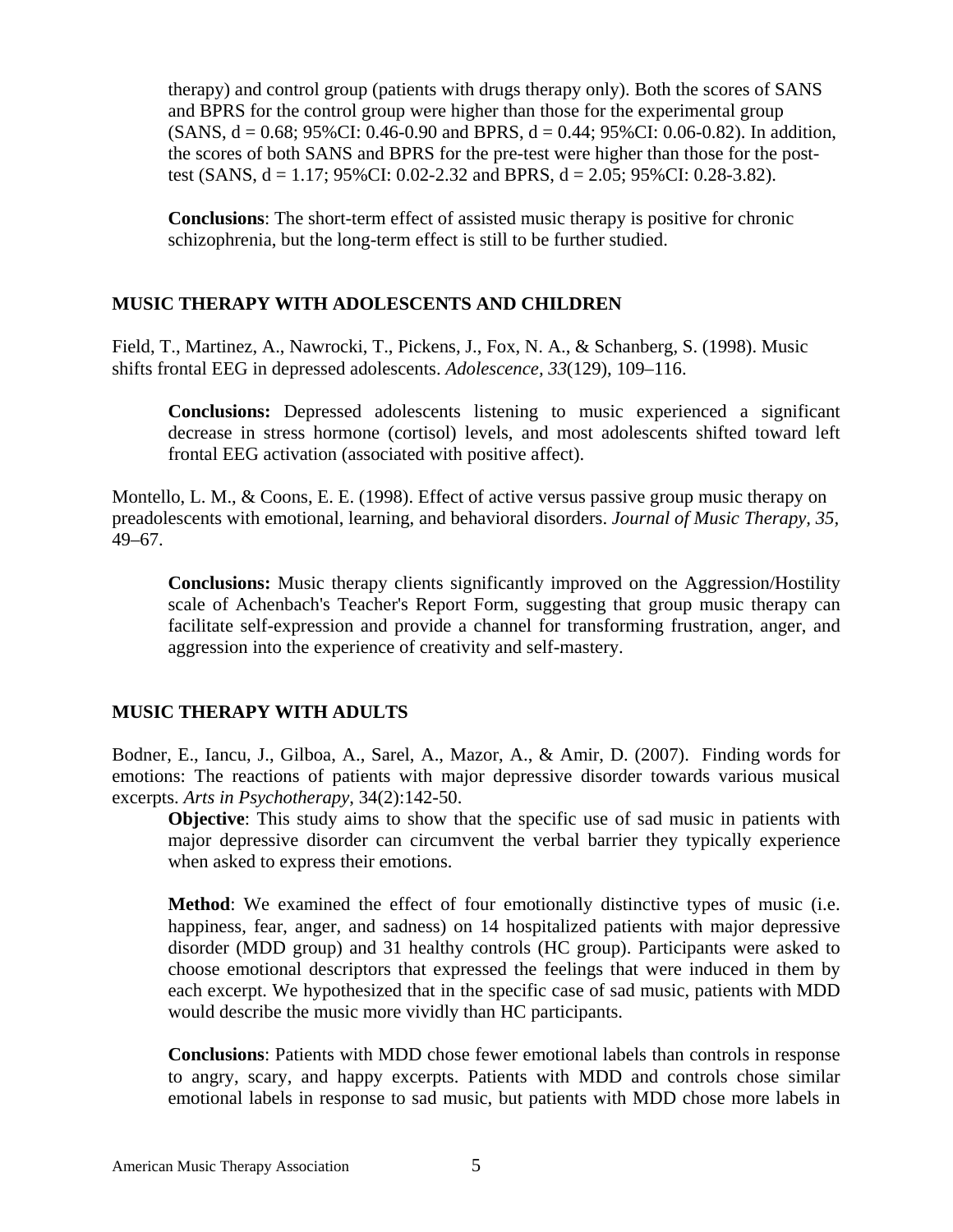therapy) and control group (patients with drugs therapy only). Both the scores of SANS and BPRS for the control group were higher than those for the experimental group (SANS, d = 0.68; 95%CI: 0.46-0.90 and BPRS, d = 0.44; 95%CI: 0.06-0.82). In addition, the scores of both SANS and BPRS for the pre-test were higher than those for the post-test (SANS, d = 1.17; 95%CI: 0.02-2.32 and BPRS, d = 2.05; 95%CI: 0.28-3.82).

**Conclusions**: The short-term effect of assisted music therapy is positive for chronic schizophrenia, but the long-term effect is still to be further studied.

## MUSIC THERAPY WITH ADOLESCENTS AND CHILDREN

Field, T., Martinez, A., Nawrocki, T., Pickens, J., Fox, N. A., & Schanberg, S. (1998). Music shifts frontal EEG in depressed adolescents. *Adolescence, 33*(129), 109–116.

**Conclusions:** Depressed adolescents listening to music experienced a significant decrease in stress hormone (cortisol) levels, and most adolescents shifted toward left frontal EEG activation (associated with positive affect).

Montello, L. M., & Coons, E. E. (1998). Effect of active versus passive group music therapy on preadolescents with emotional, learning, and behavioral disorders. *Journal of Music Therapy, 35*, 49–67.

**Conclusions:** Music therapy clients significantly improved on the Aggression/Hostility scale of Achenbach's Teacher's Report Form, suggesting that group music therapy can facilitate self-expression and provide a channel for transforming frustration, anger, and aggression into the experience of creativity and self-mastery.

## MUSIC THERAPY WITH ADULTS

Bodner, E., Iancu, J., Gilboa, A., Sarel, A., Mazor, A., & Amir, D. (2007). Finding words for emotions: The reactions of patients with major depressive disorder towards various musical excerpts. *Arts in Psychotherapy*, 34(2):142-50.

**Objective**: This study aims to show that the specific use of sad music in patients with major depressive disorder can circumvent the verbal barrier they typically experience when asked to express their emotions.

**Method**: We examined the effect of four emotionally distinctive types of music (i.e. happiness, fear, anger, and sadness) on 14 hospitalized patients with major depressive disorder (MDD group) and 31 healthy controls (HC group). Participants were asked to choose emotional descriptors that expressed the feelings that were induced in them by each excerpt. We hypothesized that in the specific case of sad music, patients with MDD would describe the music more vividly than HC participants.

**Conclusions**: Patients with MDD chose fewer emotional labels than controls in response to angry, scary, and happy excerpts. Patients with MDD and controls chose similar emotional labels in response to sad music, but patients with MDD chose more labels in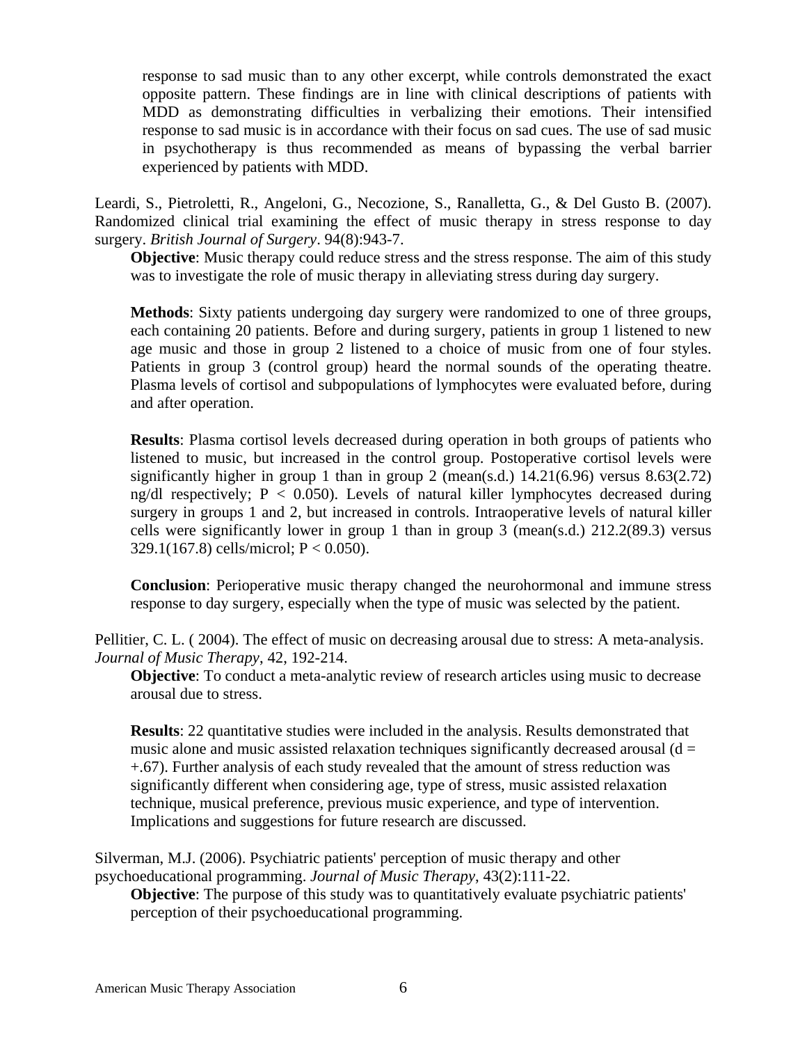response to sad music than to any other excerpt, while controls demonstrated the exact opposite pattern. These findings are in line with clinical descriptions of patients with MDD as demonstrating difficulties in verbalizing their emotions. Their intensified response to sad music is in accordance with their focus on sad cues. The use of sad music in psychotherapy is thus recommended as means of bypassing the verbal barrier experienced by patients with MDD.

Leardi, S., Pietroletti, R., Angeloni, G., Necozione, S., Ranalletta, G., & Del Gusto B. (2007). Randomized clinical trial examining the effect of music therapy in stress response to day surgery. *British Journal of Surgery*. 94(8):943-7.

**Objective**: Music therapy could reduce stress and the stress response. The aim of this study was to investigate the role of music therapy in alleviating stress during day surgery.

**Methods**: Sixty patients undergoing day surgery were randomized to one of three groups, each containing 20 patients. Before and during surgery, patients in group 1 listened to new age music and those in group 2 listened to a choice of music from one of four styles. Patients in group 3 (control group) heard the normal sounds of the operating theatre. Plasma levels of cortisol and subpopulations of lymphocytes were evaluated before, during and after operation.

**Results**: Plasma cortisol levels decreased during operation in both groups of patients who listened to music, but increased in the control group. Postoperative cortisol levels were significantly higher in group 1 than in group 2 (mean(s.d.) 14.21(6.96) versus 8.63(2.72) ng/dl respectively; $P < 0.050$). Levels of natural killer lymphocytes decreased during surgery in groups 1 and 2, but increased in controls. Intraoperative levels of natural killer cells were significantly lower in group 1 than in group 3 (mean(s.d.) 212.2(89.3) versus 329.1(167.8) cells/microl; $P < 0.050$).

**Conclusion**: Perioperative music therapy changed the neurohormonal and immune stress response to day surgery, especially when the type of music was selected by the patient.

Pellitier, C. L. ( 2004). The effect of music on decreasing arousal due to stress: A meta-analysis. *Journal of Music Therapy*, 42, 192-214.

**Objective**: To conduct a meta-analytic review of research articles using music to decrease arousal due to stress.

**Results**: 22 quantitative studies were included in the analysis. Results demonstrated that music alone and music assisted relaxation techniques significantly decreased arousal ($d = +.67$). Further analysis of each study revealed that the amount of stress reduction was significantly different when considering age, type of stress, music assisted relaxation technique, musical preference, previous music experience, and type of intervention. Implications and suggestions for future research are discussed.

Silverman, M.J. (2006). Psychiatric patients' perception of music therapy and other psychoeducational programming. *Journal of Music Therapy*, 43(2):111-22.

**Objective**: The purpose of this study was to quantitatively evaluate psychiatric patients' perception of their psychoeducational programming.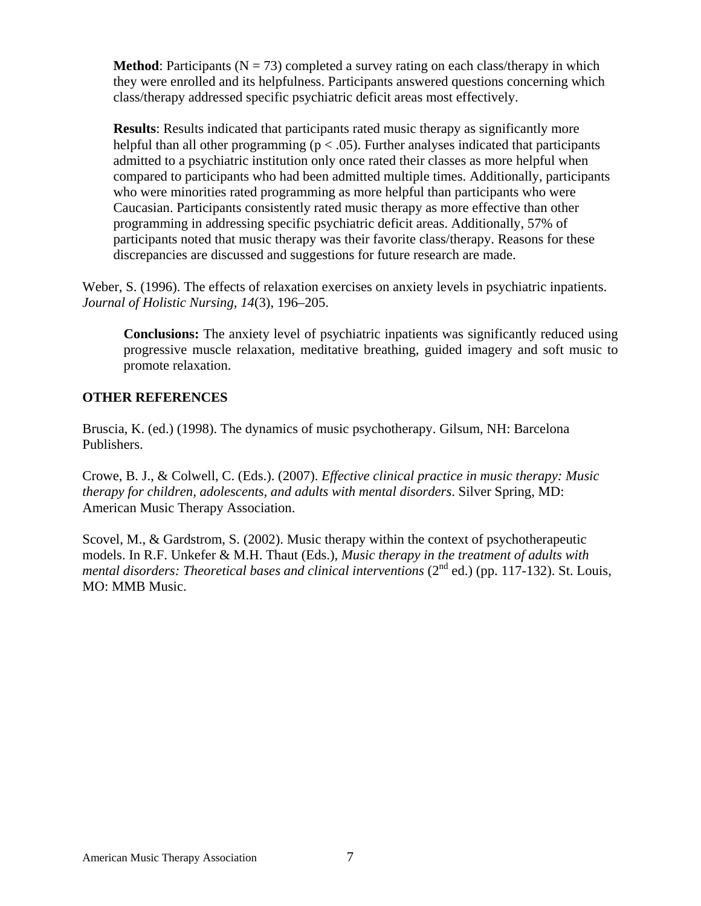**Method**: Participants ($N = 73$) completed a survey rating on each class/therapy in which they were enrolled and its helpfulness. Participants answered questions concerning which class/therapy addressed specific psychiatric deficit areas most effectively.

**Results**: Results indicated that participants rated music therapy as significantly more helpful than all other programming ($p < .05$). Further analyses indicated that participants admitted to a psychiatric institution only once rated their classes as more helpful when compared to participants who had been admitted multiple times. Additionally, participants who were minorities rated programming as more helpful than participants who were Caucasian. Participants consistently rated music therapy as more effective than other programming in addressing specific psychiatric deficit areas. Additionally, 57% of participants noted that music therapy was their favorite class/therapy. Reasons for these discrepancies are discussed and suggestions for future research are made.

Weber, S. (1996). The effects of relaxation exercises on anxiety levels in psychiatric inpatients. *Journal of Holistic Nursing, 14*(3), 196–205.

**Conclusions:** The anxiety level of psychiatric inpatients was significantly reduced using progressive muscle relaxation, meditative breathing, guided imagery and soft music to promote relaxation.

## OTHER REFERENCES

Bruscia, K. (ed.) (1998). The dynamics of music psychotherapy. Gilsum, NH: Barcelona Publishers.

Crowe, B. J., & Colwell, C. (Eds.). (2007). *Effective clinical practice in music therapy: Music therapy for children, adolescents, and adults with mental disorders*. Silver Spring, MD: American Music Therapy Association.

Scovel, M., & Gardstrom, S. (2002). Music therapy within the context of psychotherapeutic models. In R.F. Unkefer & M.H. Thaut (Eds.), *Music therapy in the treatment of adults with mental disorders: Theoretical bases and clinical interventions* (2nd ed.) (pp. 117-132). St. Louis, MO: MMB Music.